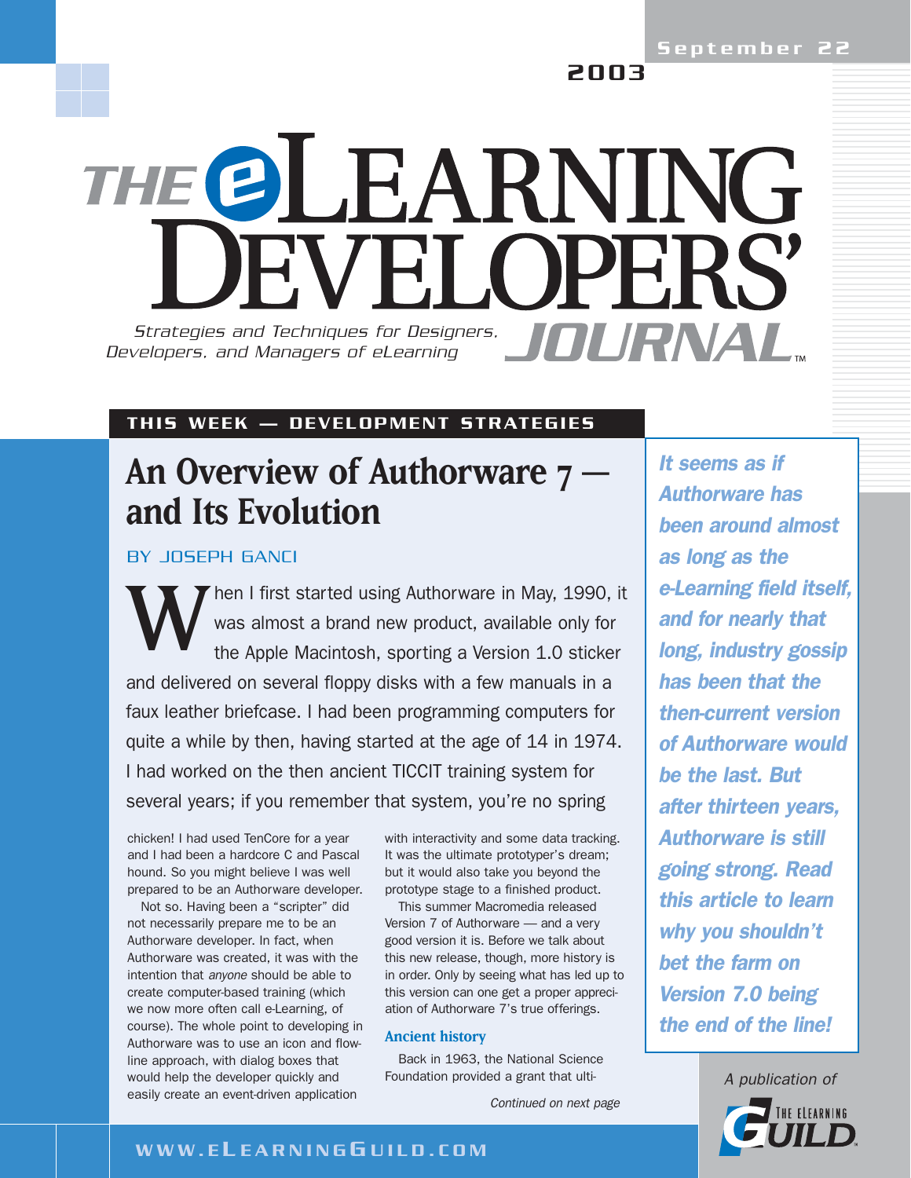September 22, 2003

# THE eLEARNING DEVELOPERS' JOURNAL

*Strategies and Techniques for Designers, Developers, and Managers of eLearning*

**THIS WEEK — DEVELOPMENT STRATEGIES**

## An Overview of Authorware 7 — and Its Evolution

BY JOSEPH GANCI

When I first started using Authorware in May, 1990, it was almost a brand new product, available only for the Apple Macintosh, sporting a Version 1.0 sticker and delivered on several floppy disks with a few manuals in a faux leather briefcase. I had been programming computers for quite a while by then, having started at the age of 14 in 1974. I had worked on the then ancient TICCIT training system for several years; if you remember that system, you're no spring chicken! I had used TenCore for a year and I had been a hardcore C and Pascal hound. So you might believe I was well prepared to be an Authorware developer.

Not so. Having been a "scripter" did not necessarily prepare me to be an Authorware developer. In fact, when Authorware was created, it was with the intention that *anyone* should be able to create computer-based training (which we now more often call e-Learning, of course). The whole point to developing in Authorware was to use an icon and flow-line approach, with dialog boxes that would help the developer quickly and easily create an event-driven application with interactivity and some data tracking. It was the ultimate prototyper's dream; but it would also take you beyond the prototype stage to a finished product.

This summer Macromedia released Version 7 of Authorware — and a very good version it is. Before we talk about this new release, though, more history is in order. Only by seeing what has led up to this version can one get a proper appreciation of Authorware 7's true offerings.

### Ancient history

Back in 1963, the National Science Foundation provided a grant that ulti-

*Continued on next page*

***It seems as if Authorware has been around almost as long as the e-Learning field itself, and for nearly that long, industry gossip has been that the then-current version of Authorware would be the last. But after thirteen years, Authorware is still going strong. Read this article to learn why you shouldn't bet the farm on Version 7.0 being the end of the line!***

A publication of THE eLEARNING GUILD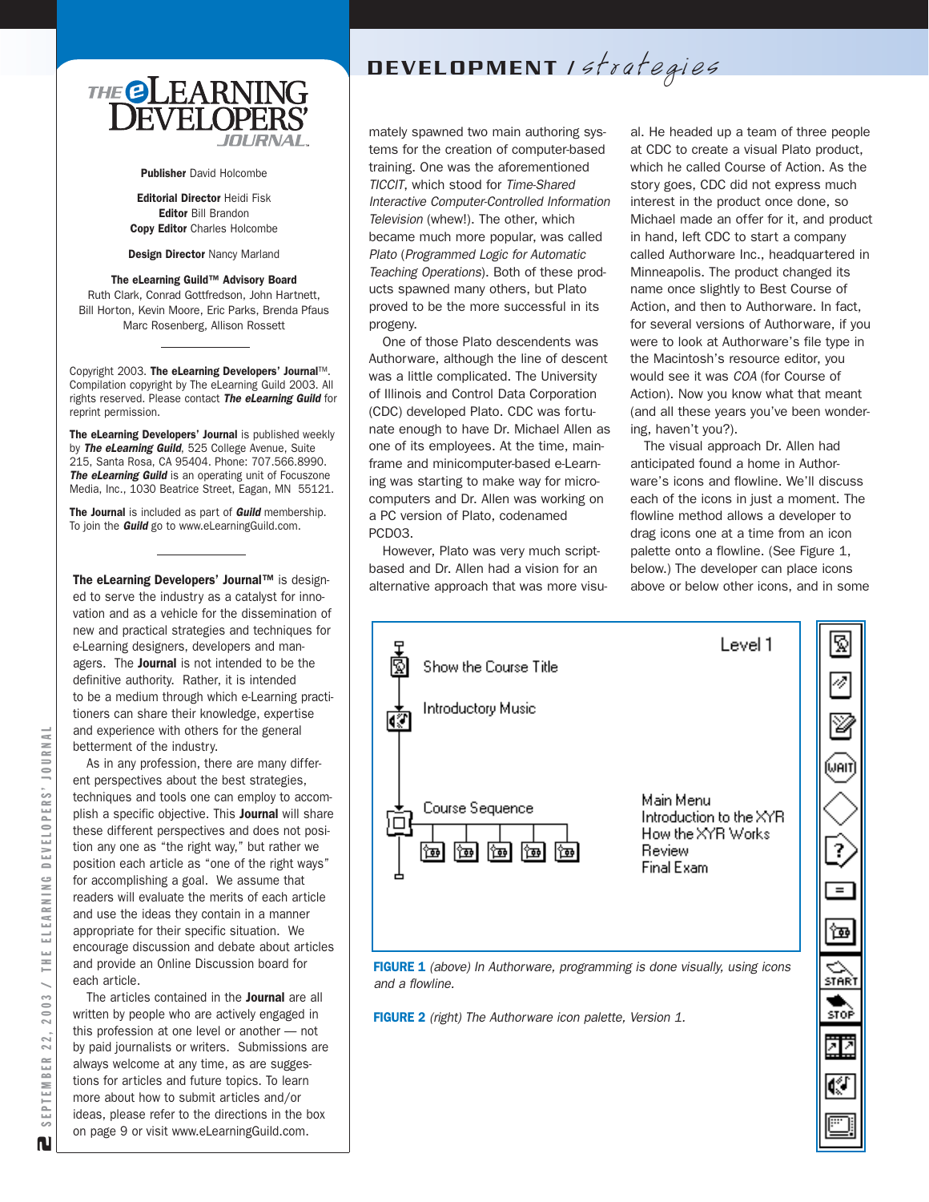# THE eLEARNING DEVELOPERS' JOURNAL

**Publisher** David Holcombe

**Editorial Director** Heidi Fisk
**Editor** Bill Brandon
**Copy Editor** Charles Holcombe

**Design Director** Nancy Marland

**The eLearning Guild™ Advisory Board**
Ruth Clark, Conrad Gottfredson, John Hartnett, Bill Horton, Kevin Moore, Eric Parks, Brenda Pfaus Marc Rosenberg, Allison Rossett

---

Copyright 2003. **The eLearning Developers' Journal**™. Compilation copyright by The eLearning Guild 2003. All rights reserved. Please contact ***The eLearning Guild*** for reprint permission.

**The eLearning Developers' Journal** is published weekly by ***The eLearning Guild***, 525 College Avenue, Suite 215, Santa Rosa, CA 95404. Phone: 707.566.8990. ***The eLearning Guild*** is an operating unit of Focuszone Media, Inc., 1030 Beatrice Street, Eagan, MN 55121.

**The Journal** is included as part of ***Guild*** membership. To join the ***Guild*** go to www.eLearningGuild.com.

---

**The eLearning Developers' Journal™** is designed to serve the industry as a catalyst for innovation and as a vehicle for the dissemination of new and practical strategies and techniques for e-Learning designers, developers and managers. The **Journal** is not intended to be the definitive authority. Rather, it is intended to be a medium through which e-Learning practitioners can share their knowledge, expertise and experience with others for the general betterment of the industry.

As in any profession, there are many different perspectives about the best strategies, techniques and tools one can employ to accomplish a specific objective. This **Journal** will share these different perspectives and does not position any one as "the right way," but rather we position each article as "one of the right ways" for accomplishing a goal. We assume that readers will evaluate the merits of each article and use the ideas they contain in a manner appropriate for their specific situation. We encourage discussion and debate about articles and provide an Online Discussion board for each article.

The articles contained in the **Journal** are all written by people who are actively engaged in this profession at one level or another — not by paid journalists or writers. Submissions are always welcome at any time, as are suggestions for articles and future topics. To learn more about how to submit articles and/or ideas, please refer to the directions in the box on page 9 or visit www.eLearningGuild.com.

## DEVELOPMENT / *strategies*

mately spawned two main authoring systems for the creation of computer-based training. One was the aforementioned *TICCIT*, which stood for *Time-Shared Interactive Computer-Controlled Information Television* (whew!). The other, which became much more popular, was called *Plato* (*Programmed Logic for Automatic Teaching Operations*). Both of these products spawned many others, but Plato proved to be the more successful in its progeny.

One of those Plato descendents was Authorware, although the line of descent was a little complicated. The University of Illinois and Control Data Corporation (CDC) developed Plato. CDC was fortunate enough to have Dr. Michael Allen as one of its employees. At the time, mainframe and minicomputer-based e-Learning was starting to make way for microcomputers and Dr. Allen was working on a PC version of Plato, codenamed PCD03.

However, Plato was very much script-based and Dr. Allen had a vision for an alternative approach that was more visual. He headed up a team of three people at CDC to create a visual Plato product, which he called Course of Action. As the story goes, CDC did not express much interest in the product once done, so Michael made an offer for it, and product in hand, left CDC to start a company called Authorware Inc., headquartered in Minneapolis. The product changed its name once slightly to Best Course of Action, and then to Authorware. In fact, for several versions of Authorware, if you were to look at Authorware's file type in the Macintosh's resource editor, you would see it was *COA* (for Course of Action). Now you know what that meant (and all these years you've been wondering, haven't you?).

The visual approach Dr. Allen had anticipated found a home in Authorware's icons and flowline. We'll discuss each of the icons in just a moment. The flowline method allows a developer to drag icons one at a time from an icon palette onto a flowline. (See Figure 1, below.) The developer can place icons above or below other icons, and in some

**FIGURE 1** *(above) In Authorware, programming is done visually, using icons and a flowline.*

**FIGURE 2** *(right) The Authorware icon palette, Version 1.*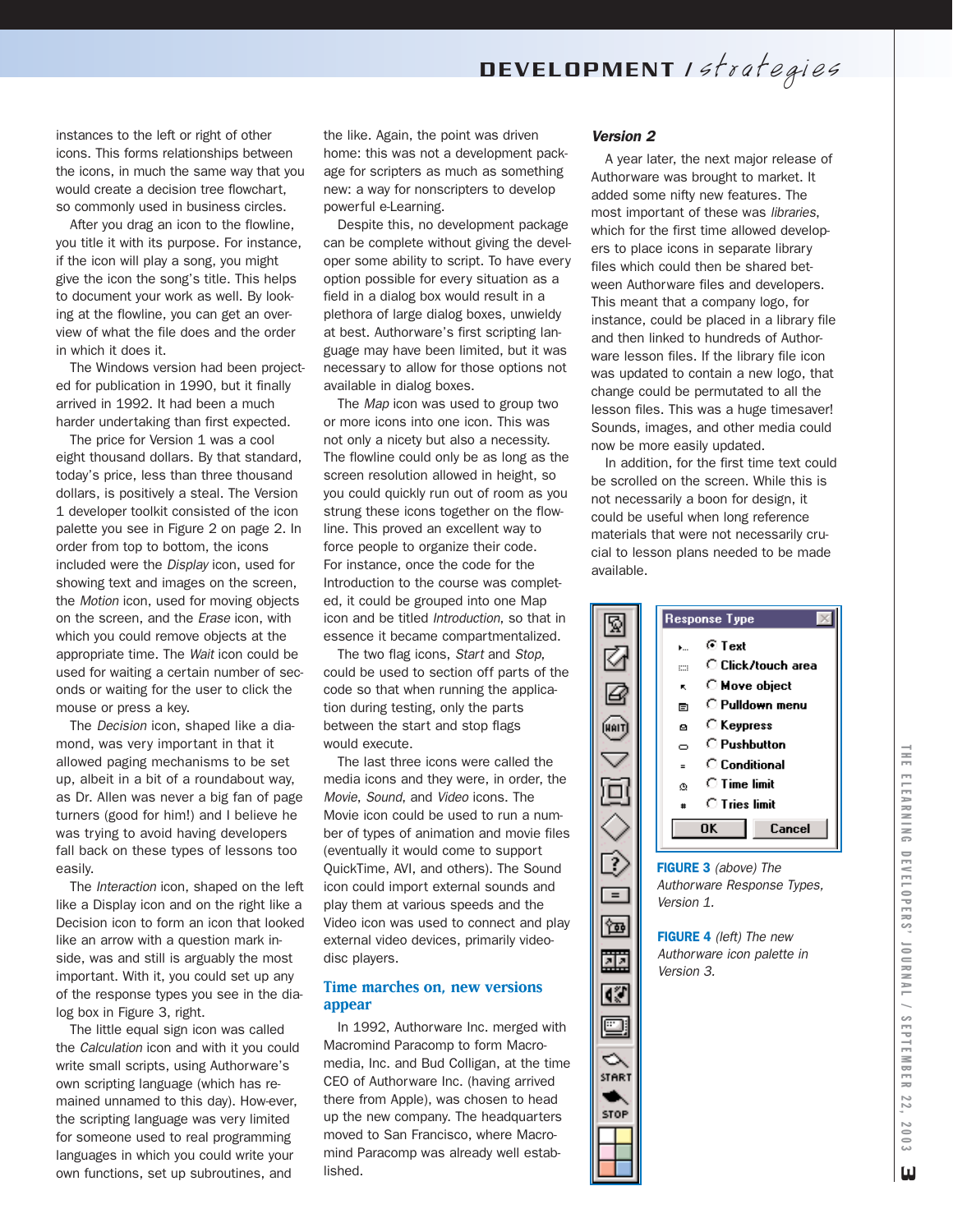instances to the left or right of other icons. This forms relationships between the icons, in much the same way that you would create a decision tree flowchart, so commonly used in business circles.

After you drag an icon to the flowline, you title it with its purpose. For instance, if the icon will play a song, you might give the icon the song's title. This helps to document your work as well. By looking at the flowline, you can get an overview of what the file does and the order in which it does it.

The Windows version had been projected for publication in 1990, but it finally arrived in 1992. It had been a much harder undertaking than first expected.

The price for Version 1 was a cool eight thousand dollars. By that standard, today's price, less than three thousand dollars, is positively a steal. The Version 1 developer toolkit consisted of the icon palette you see in Figure 2 on page 2. In order from top to bottom, the icons included were the *Display* icon, used for showing text and images on the screen, the *Motion* icon, used for moving objects on the screen, and the *Erase* icon, with which you could remove objects at the appropriate time. The *Wait* icon could be used for waiting a certain number of seconds or waiting for the user to click the mouse or press a key.

The *Decision* icon, shaped like a diamond, was very important in that it allowed paging mechanisms to be set up, albeit in a bit of a roundabout way, as Dr. Allen was never a big fan of page turners (good for him!) and I believe he was trying to avoid having developers fall back on these types of lessons too easily.

The *Interaction* icon, shaped on the left like a Display icon and on the right like a Decision icon to form an icon that looked like an arrow with a question mark inside, was and still is arguably the most important. With it, you could set up any of the response types you see in the dialog box in Figure 3, right.

The little equal sign icon was called the *Calculation* icon and with it you could write small scripts, using Authorware's own scripting language (which has remained unnamed to this day). How-ever, the scripting language was very limited for someone used to real programming languages in which you could write your own functions, set up subroutines, and the like. Again, the point was driven home: this was not a development package for scripters as much as something new: a way for nonscripters to develop powerful e-Learning.

Despite this, no development package can be complete without giving the developer some ability to script. To have every option possible for every situation as a field in a dialog box would result in a plethora of large dialog boxes, unwieldy at best. Authorware's first scripting language may have been limited, but it was necessary to allow for those options not available in dialog boxes.

The *Map* icon was used to group two or more icons into one icon. This was not only a nicety but also a necessity. The flowline could only be as long as the screen resolution allowed in height, so you could quickly run out of room as you strung these icons together on the flowline. This proved an excellent way to force people to organize their code. For instance, once the code for the Introduction to the course was completed, it could be grouped into one Map icon and be titled *Introduction*, so that in essence it became compartmentalized.

The two flag icons, *Start* and *Stop*, could be used to section off parts of the code so that when running the application during testing, only the parts between the start and stop flags would execute.

The last three icons were called the media icons and they were, in order, the *Movie*, *Sound*, and *Video* icons. The Movie icon could be used to run a number of types of animation and movie files (eventually it would come to support QuickTime, AVI, and others). The Sound icon could import external sounds and play them at various speeds and the Video icon was used to connect and play external video devices, primarily videodisc players.

## Time marches on, new versions appear

In 1992, Authorware Inc. merged with Macromind Paracomp to form Macromedia, Inc. and Bud Colligan, at the time CEO of Authorware Inc. (having arrived there from Apple), was chosen to head up the new company. The headquarters moved to San Francisco, where Macromind Paracomp was already well established.

### *Version 2*

A year later, the next major release of Authorware was brought to market. It added some nifty new features. The most important of these was *libraries*, which for the first time allowed developers to place icons in separate library files which could then be shared between Authorware files and developers. This meant that a company logo, for instance, could be placed in a library file and then linked to hundreds of Authorware lesson files. If the library file icon was updated to contain a new logo, that change could be permutated to all the lesson files. This was a huge timesaver! Sounds, images, and other media could now be more easily updated.

In addition, for the first time text could be scrolled on the screen. While this is not necessarily a boon for design, it could be useful when long reference materials that were not necessarily crucial to lesson plans needed to be made available.

**FIGURE 3** *(above) The Authorware Response Types, Version 1.*

**FIGURE 4** *(left) The new Authorware icon palette in Version 3.*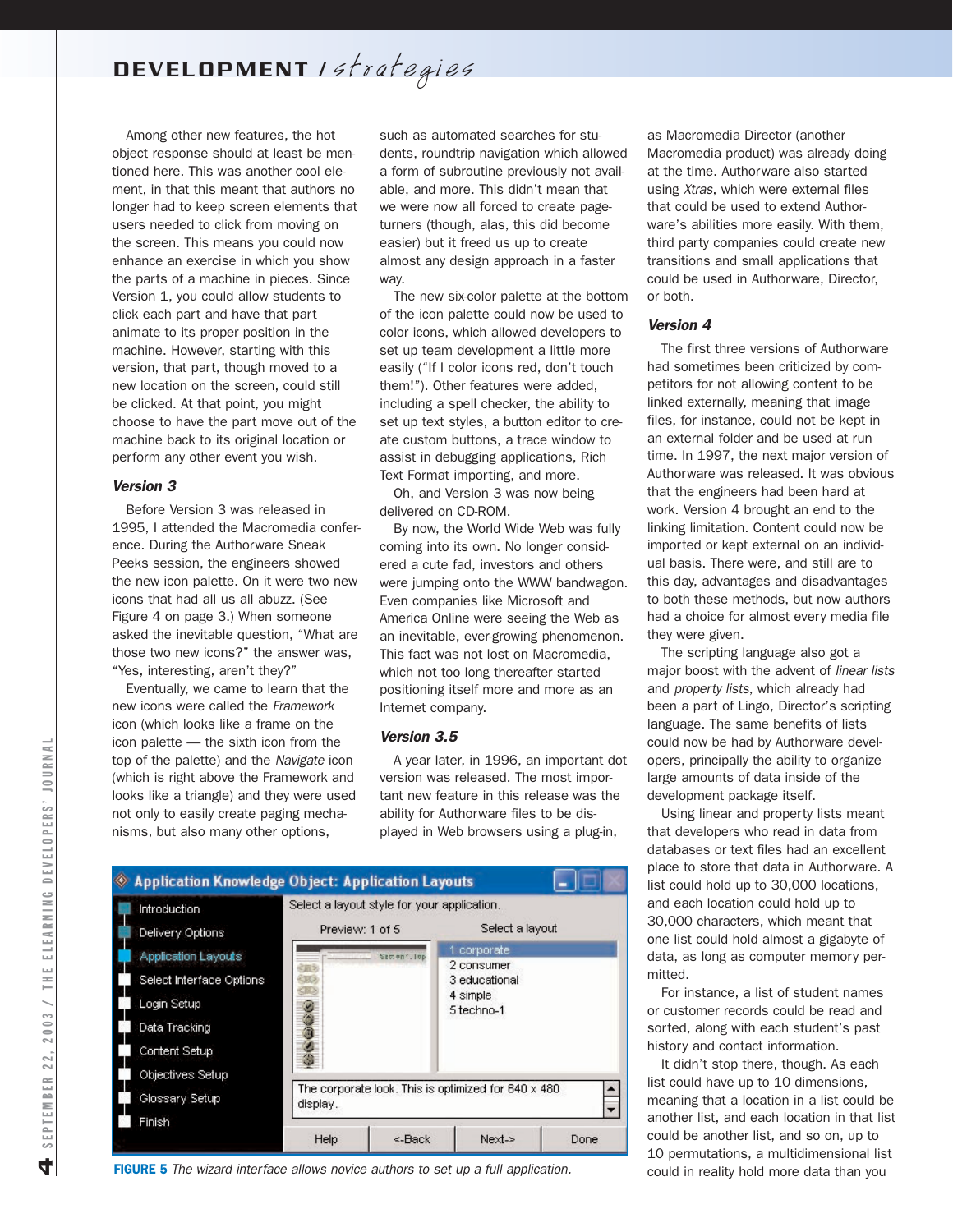Among other new features, the hot object response should at least be mentioned here. This was another cool element, in that this meant that authors no longer had to keep screen elements that users needed to click from moving on the screen. This means you could now enhance an exercise in which you show the parts of a machine in pieces. Since Version 1, you could allow students to click each part and have that part animate to its proper position in the machine. However, starting with this version, that part, though moved to a new location on the screen, could still be clicked. At that point, you might choose to have the part move out of the machine back to its original location or perform any other event you wish.

### Version 3

Before Version 3 was released in 1995, I attended the Macromedia conference. During the Authorware Sneak Peeks session, the engineers showed the new icon palette. On it were two new icons that had all us all abuzz. (See Figure 4 on page 3.) When someone asked the inevitable question, "What are those two new icons?" the answer was, "Yes, interesting, aren't they?"

Eventually, we came to learn that the new icons were called the *Framework* icon (which looks like a frame on the icon palette — the sixth icon from the top of the palette) and the *Navigate* icon (which is right above the Framework and looks like a triangle) and they were used not only to easily create paging mechanisms, but also many other options, such as automated searches for students, roundtrip navigation which allowed a form of subroutine previously not available, and more. This didn't mean that we were now all forced to create page-turners (though, alas, this did become easier) but it freed us up to create almost any design approach in a faster way.

The new six-color palette at the bottom of the icon palette could now be used to color icons, which allowed developers to set up team development a little more easily ("If I color icons red, don't touch them!"). Other features were added, including a spell checker, the ability to set up text styles, a button editor to create custom buttons, a trace window to assist in debugging applications, Rich Text Format importing, and more.

Oh, and Version 3 was now being delivered on CD-ROM.

By now, the World Wide Web was fully coming into its own. No longer considered a cute fad, investors and others were jumping onto the WWW bandwagon. Even companies like Microsoft and America Online were seeing the Web as an inevitable, ever-growing phenomenon. This fact was not lost on Macromedia, which not too long thereafter started positioning itself more and more as an Internet company.

### Version 3.5

A year later, in 1996, an important dot version was released. The most important new feature in this release was the ability for Authorware files to be displayed in Web browsers using a plug-in, as Macromedia Director (another Macromedia product) was already doing at the time. Authorware also started using *Xtras*, which were external files that could be used to extend Authorware's abilities more easily. With them, third party companies could create new transitions and small applications that could be used in Authorware, Director, or both.

### Version 4

The first three versions of Authorware had sometimes been criticized by competitors for not allowing content to be linked externally, meaning that image files, for instance, could not be kept in an external folder and be used at run time. In 1997, the next major version of Authorware was released. It was obvious that the engineers had been hard at work. Version 4 brought an end to the linking limitation. Content could now be imported or kept external on an individual basis. There were, and still are to this day, advantages and disadvantages to both these methods, but now authors had a choice for almost every media file they were given.

The scripting language also got a major boost with the advent of *linear lists* and *property lists*, which already had been a part of Lingo, Director's scripting language. The same benefits of lists could now be had by Authorware developers, principally the ability to organize large amounts of data inside of the development package itself.

Using linear and property lists meant that developers who read in data from databases or text files had an excellent place to store that data in Authorware. A list could hold up to 30,000 locations, and each location could hold up to 30,000 characters, which meant that one list could hold almost a gigabyte of data, as long as computer memory permitted.

For instance, a list of student names or customer records could be read and sorted, along with each student's past history and contact information.

It didn't stop there, though. As each list could have up to 10 dimensions, meaning that a location in a list could be another list, and each location in that list could be another list, and so on, up to 10 permutations, a multidimensional list could in reality hold more data than you

**FIGURE 5** *The wizard interface allows novice authors to set up a full application.*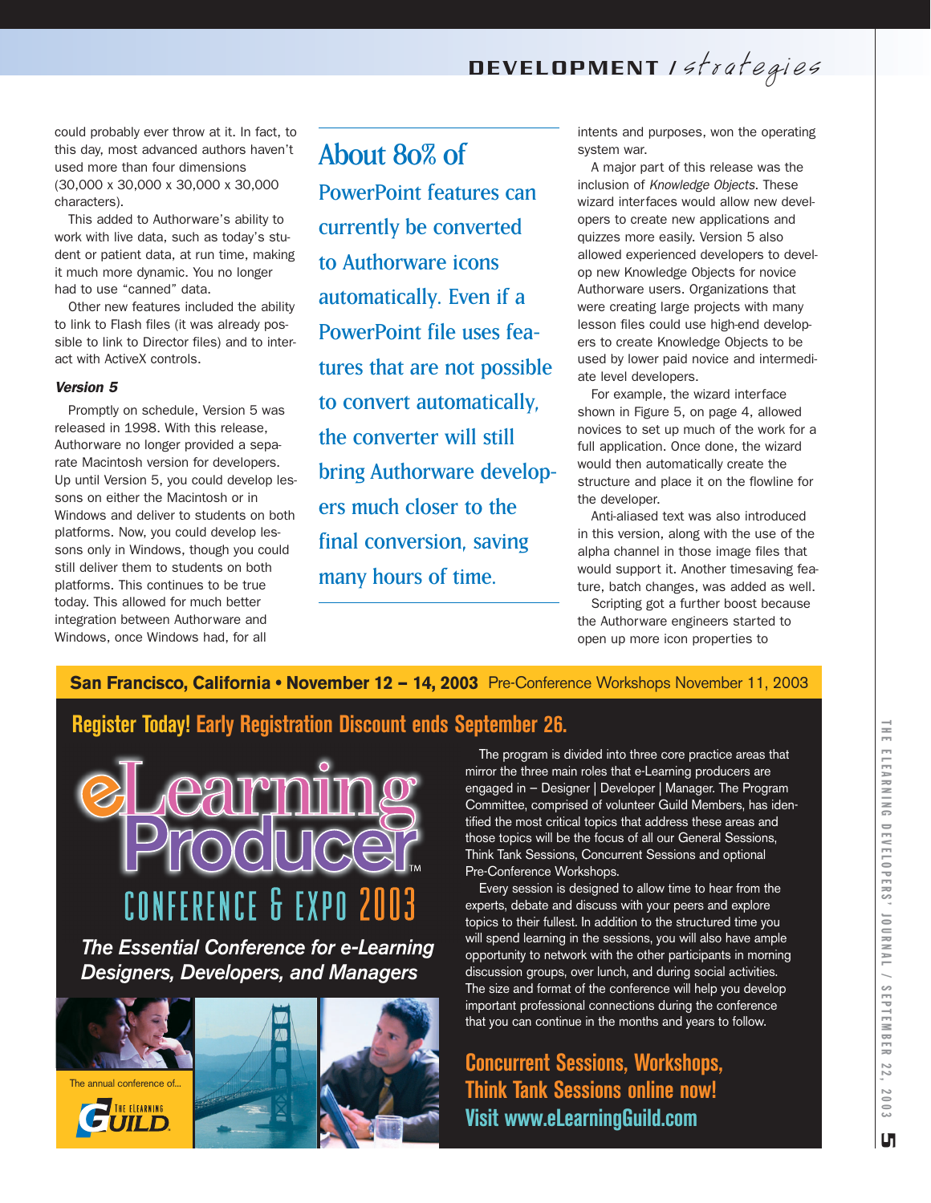could probably ever throw at it. In fact, to this day, most advanced authors haven't used more than four dimensions (30,000 x 30,000 x 30,000 x 30,000 characters).

This added to Authorware's ability to work with live data, such as today's student or patient data, at run time, making it much more dynamic. You no longer had to use "canned" data.

Other new features included the ability to link to Flash files (it was already possible to link to Director files) and to interact with ActiveX controls.

### *Version 5*

Promptly on schedule, Version 5 was released in 1998. With this release, Authorware no longer provided a separate Macintosh version for developers. Up until Version 5, you could develop lessons on either the Macintosh or in Windows and deliver to students on both platforms. Now, you could develop lessons only in Windows, though you could still deliver them to students on both platforms. This continues to be true today. This allowed for much better integration between Authorware and Windows, once Windows had, for all intents and purposes, won the operating system war.

> About 80% of PowerPoint features can currently be converted to Authorware icons automatically. Even if a PowerPoint file uses features that are not possible to convert automatically, the converter will still bring Authorware developers much closer to the final conversion, saving many hours of time.

A major part of this release was the inclusion of *Knowledge Objects*. These wizard interfaces would allow new developers to create new applications and quizzes more easily. Version 5 also allowed experienced developers to develop new Knowledge Objects for novice Authorware users. Organizations that were creating large projects with many lesson files could use high-end developers to create Knowledge Objects to be used by lower paid novice and intermediate level developers.

For example, the wizard interface shown in Figure 5, on page 4, allowed novices to set up much of the work for a full application. Once done, the wizard would then automatically create the structure and place it on the flowline for the developer.

Anti-aliased text was also introduced in this version, along with the use of the alpha channel in those image files that would support it. Another timesaving feature, batch changes, was added as well.

Scripting got a further boost because the Authorware engineers started to open up more icon properties to

---

**San Francisco, California • November 12 – 14, 2003** Pre-Conference Workshops November 11, 2003

**Register Today! Early Registration Discount ends September 26.**

**eLearning Producer™ CONFERENCE & EXPO 2003**

***The Essential Conference for e-Learning Designers, Developers, and Managers***

The annual conference of... The eLearning Guild

The program is divided into three core practice areas that mirror the three main roles that e-Learning producers are engaged in – Designer | Developer | Manager. The Program Committee, comprised of volunteer Guild Members, has identified the most critical topics that address these areas and those topics will be the focus of all our General Sessions, Think Tank Sessions, Concurrent Sessions and optional Pre-Conference Workshops.

Every session is designed to allow time to hear from the experts, debate and discuss with your peers and explore topics to their fullest. In addition to the structured time you will spend learning in the sessions, you will also have ample opportunity to network with the other participants in morning discussion groups, over lunch, and during social activities. The size and format of the conference will help you develop important professional connections during the conference that you can continue in the months and years to follow.

**Concurrent Sessions, Workshops, Think Tank Sessions online now!**
**Visit www.eLearningGuild.com**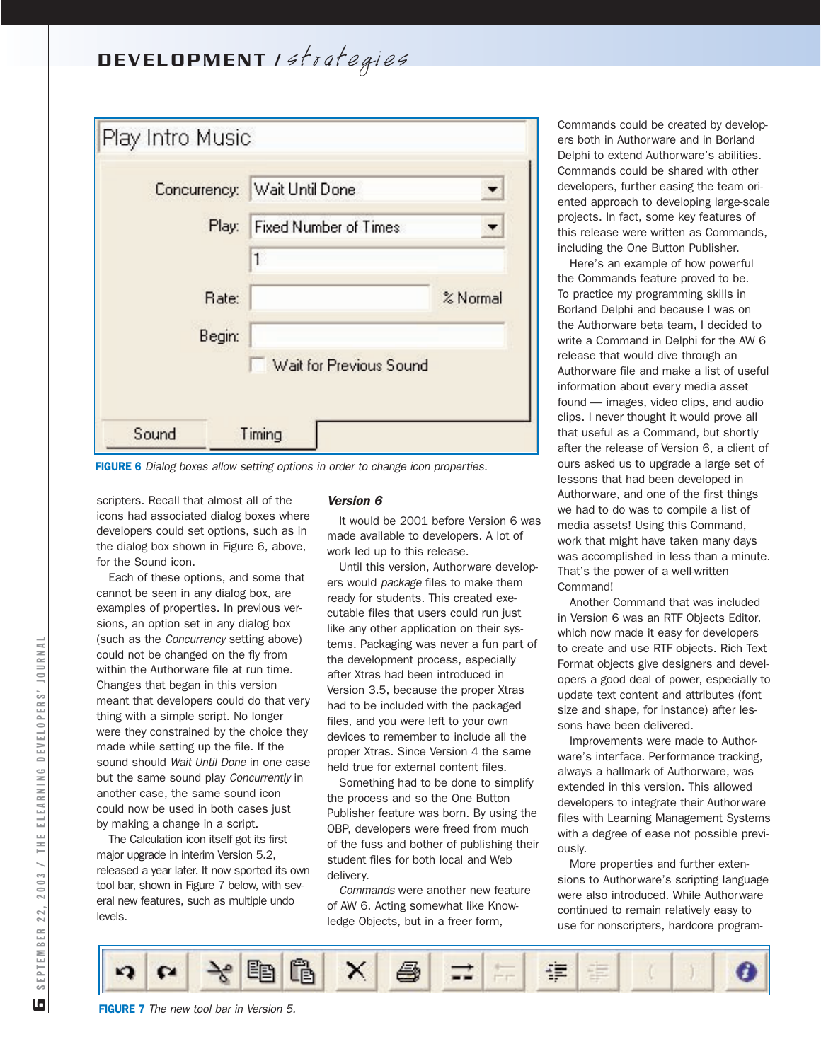FIGURE 6 *Dialog boxes allow setting options in order to change icon properties.*

scripters. Recall that almost all of the icons had associated dialog boxes where developers could set options, such as in the dialog box shown in Figure 6, above, for the Sound icon.

Each of these options, and some that cannot be seen in any dialog box, are examples of properties. In previous versions, an option set in any dialog box (such as the *Concurrency* setting above) could not be changed on the fly from within the Authorware file at run time. Changes that began in this version meant that developers could do that very thing with a simple script. No longer were they constrained by the choice they made while setting up the file. If the sound should *Wait Until Done* in one case but the same sound play *Concurrently* in another case, the same sound icon could now be used in both cases just by making a change in a script.

The Calculation icon itself got its first major upgrade in interim Version 5.2, released a year later. It now sported its own tool bar, shown in Figure 7 below, with several new features, such as multiple undo levels.

### *Version 6*

It would be 2001 before Version 6 was made available to developers. A lot of work led up to this release.

Until this version, Authorware developers would *package* files to make them ready for students. This created executable files that users could run just like any other application on their systems. Packaging was never a fun part of the development process, especially after Xtras had been introduced in Version 3.5, because the proper Xtras had to be included with the packaged files, and you were left to your own devices to remember to include all the proper Xtras. Since Version 4 the same held true for external content files.

Something had to be done to simplify the process and so the One Button Publisher feature was born. By using the OBP, developers were freed from much of the fuss and bother of publishing their student files for both local and Web delivery.

*Commands* were another new feature of AW 6. Acting somewhat like Knowledge Objects, but in a freer form, Commands could be created by developers both in Authorware and in Borland Delphi to extend Authorware's abilities. Commands could be shared with other developers, further easing the team oriented approach to developing large-scale projects. In fact, some key features of this release were written as Commands, including the One Button Publisher.

Here's an example of how powerful the Commands feature proved to be. To practice my programming skills in Borland Delphi and because I was on the Authorware beta team, I decided to write a Command in Delphi for the AW 6 release that would dive through an Authorware file and make a list of useful information about every media asset found — images, video clips, and audio clips. I never thought it would prove all that useful as a Command, but shortly after the release of Version 6, a client of ours asked us to upgrade a large set of lessons that had been developed in Authorware, and one of the first things we had to do was to compile a list of media assets! Using this Command, work that might have taken many days was accomplished in less than a minute. That's the power of a well-written Command!

Another Command that was included in Version 6 was an RTF Objects Editor, which now made it easy for developers to create and use RTF objects. Rich Text Format objects give designers and developers a good deal of power, especially to update text content and attributes (font size and shape, for instance) after lessons have been delivered.

Improvements were made to Authorware's interface. Performance tracking, always a hallmark of Authorware, was extended in this version. This allowed developers to integrate their Authorware files with Learning Management Systems with a degree of ease not possible previously.

More properties and further extensions to Authorware's scripting language were also introduced. While Authorware continued to remain relatively easy to use for nonscripters, hardcore program-

FIGURE 7 *The new tool bar in Version 5.*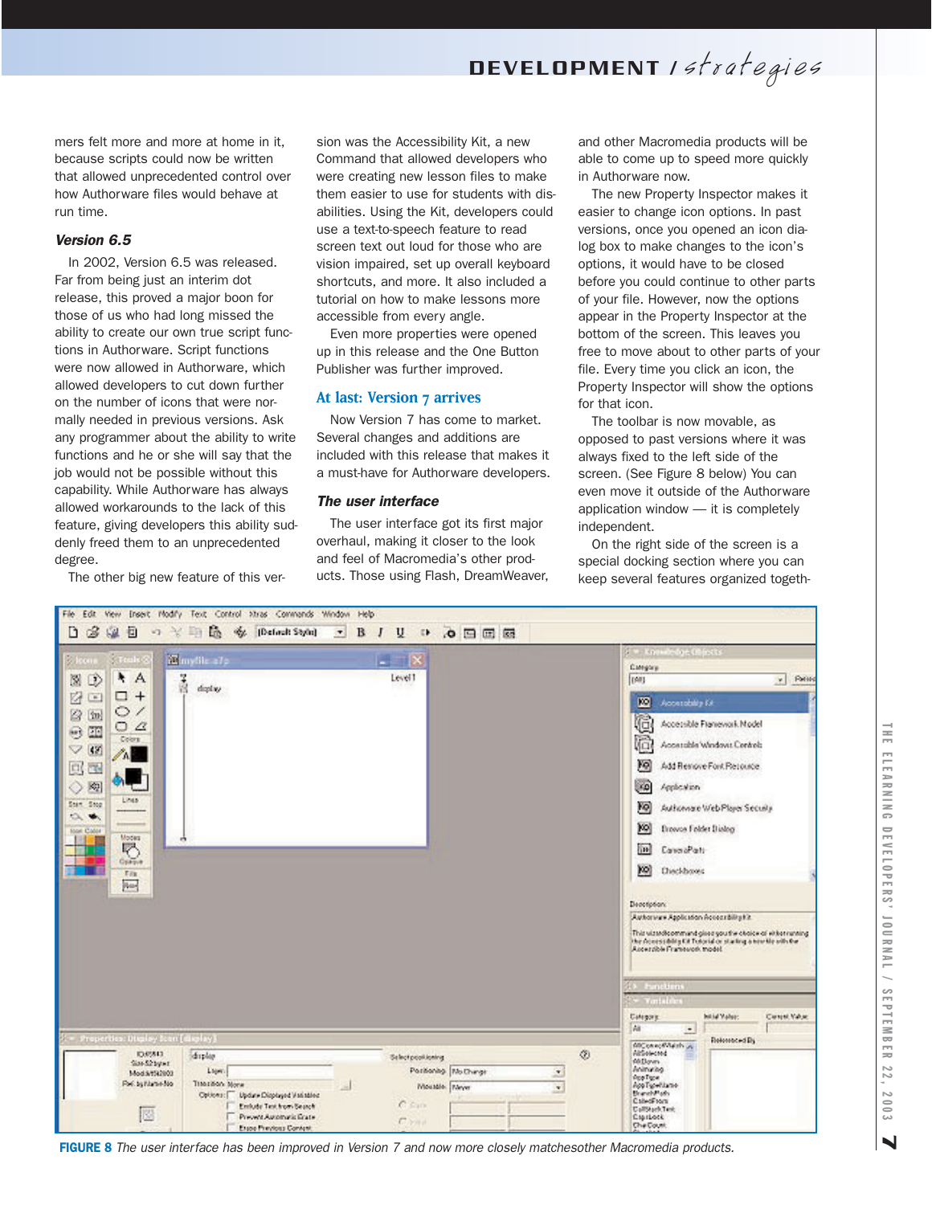mers felt more and more at home in it, because scripts could now be written that allowed unprecedented control over how Authorware files would behave at run time.

### *Version 6.5*

In 2002, Version 6.5 was released. Far from being just an interim dot release, this proved a major boon for those of us who had long missed the ability to create our own true script functions in Authorware. Script functions were now allowed in Authorware, which allowed developers to cut down further on the number of icons that were normally needed in previous versions. Ask any programmer about the ability to write functions and he or she will say that the job would not be possible without this capability. While Authorware has always allowed workarounds to the lack of this feature, giving developers this ability suddenly freed them to an unprecedented degree.

The other big new feature of this version was the Accessibility Kit, a new Command that allowed developers who were creating new lesson files to make them easier to use for students with disabilities. Using the Kit, developers could use a text-to-speech feature to read screen text out loud for those who are vision impaired, set up overall keyboard shortcuts, and more. It also included a tutorial on how to make lessons more accessible from every angle.

Even more properties were opened up in this release and the One Button Publisher was further improved.

## At last: Version 7 arrives

Now Version 7 has come to market. Several changes and additions are included with this release that makes it a must-have for Authorware developers.

### *The user interface*

The user interface got its first major overhaul, making it closer to the look and feel of Macromedia's other products. Those using Flash, DreamWeaver, and other Macromedia products will be able to come up to speed more quickly in Authorware now.

The new Property Inspector makes it easier to change icon options. In past versions, once you opened an icon dialog box to make changes to the icon's options, it would have to be closed before you could continue to other parts of your file. However, now the options appear in the Property Inspector at the bottom of the screen. This leaves you free to move about to other parts of your file. Every time you click an icon, the Property Inspector will show the options for that icon.

The toolbar is now movable, as opposed to past versions where it was always fixed to the left side of the screen. (See Figure 8 below) You can even move it outside of the Authorware application window — it is completely independent.

On the right side of the screen is a special docking section where you can keep several features organized togeth-

**FIGURE 8** *The user interface has been improved in Version 7 and now more closely matchesother Macromedia products.*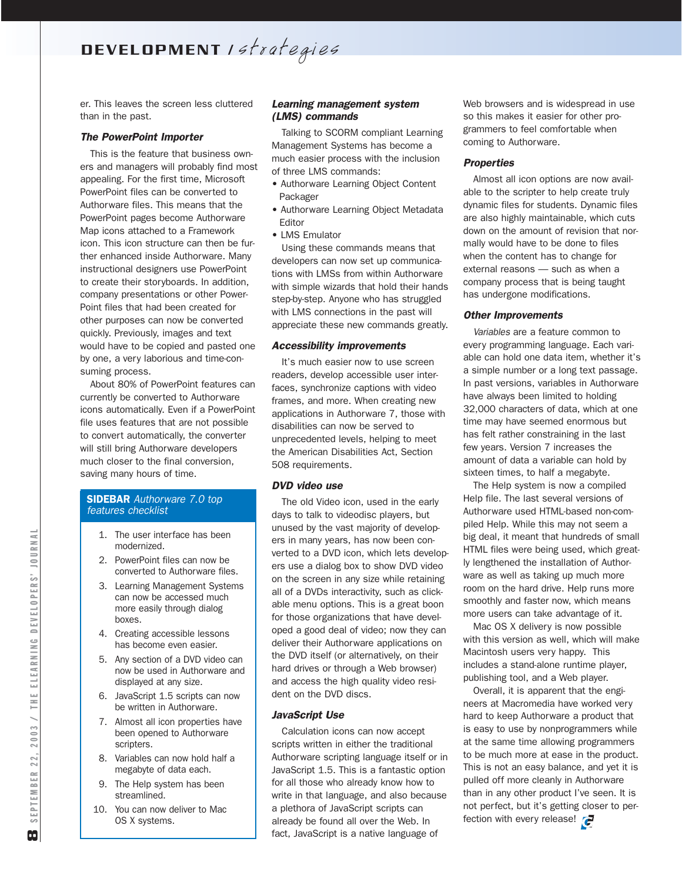er. This leaves the screen less cluttered than in the past.

### The PowerPoint Importer

This is the feature that business owners and managers will probably find most appealing. For the first time, Microsoft PowerPoint files can be converted to Authorware files. This means that the PowerPoint pages become Authorware Map icons attached to a Framework icon. This icon structure can then be further enhanced inside Authorware. Many instructional designers use PowerPoint to create their storyboards. In addition, company presentations or other PowerPoint files that had been created for other purposes can now be converted quickly. Previously, images and text would have to be copied and pasted one by one, a very laborious and time-consuming process.

About 80% of PowerPoint features can currently be converted to Authorware icons automatically. Even if a PowerPoint file uses features that are not possible to convert automatically, the converter will still bring Authorware developers much closer to the final conversion, saving many hours of time.

> **SIDEBAR** *Authorware 7.0 top features checklist*
>
> 1. The user interface has been modernized.
> 2. PowerPoint files can now be converted to Authorware files.
> 3. Learning Management Systems can now be accessed much more easily through dialog boxes.
> 4. Creating accessible lessons has become even easier.
> 5. Any section of a DVD video can now be used in Authorware and displayed at any size.
> 6. JavaScript 1.5 scripts can now be written in Authorware.
> 7. Almost all icon properties have been opened to Authorware scripters.
> 8. Variables can now hold half a megabyte of data each.
> 9. The Help system has been streamlined.
> 10. You can now deliver to Mac OS X systems.

### Learning management system (LMS) commands

Talking to SCORM compliant Learning Management Systems has become a much easier process with the inclusion of three LMS commands:

- Authorware Learning Object Content Packager
- Authorware Learning Object Metadata Editor
- LMS Emulator

Using these commands means that developers can now set up communications with LMSs from within Authorware with simple wizards that hold their hands step-by-step. Anyone who has struggled with LMS connections in the past will appreciate these new commands greatly.

### Accessibility improvements

It's much easier now to use screen readers, develop accessible user interfaces, synchronize captions with video frames, and more. When creating new applications in Authorware 7, those with disabilities can now be served to unprecedented levels, helping to meet the American Disabilities Act, Section 508 requirements.

### DVD video use

The old Video icon, used in the early days to talk to videodisc players, but unused by the vast majority of developers in many years, has now been converted to a DVD icon, which lets developers use a dialog box to show DVD video on the screen in any size while retaining all of a DVDs interactivity, such as clickable menu options. This is a great boon for those organizations that have developed a good deal of video; now they can deliver their Authorware applications on the DVD itself (or alternatively, on their hard drives or through a Web browser) and access the high quality video resident on the DVD discs.

### JavaScript Use

Calculation icons can now accept scripts written in either the traditional Authorware scripting language itself or in JavaScript 1.5. This is a fantastic option for all those who already know how to write in that language, and also because a plethora of JavaScript scripts can already be found all over the Web. In fact, JavaScript is a native language of Web browsers and is widespread in use so this makes it easier for other programmers to feel comfortable when coming to Authorware.

### Properties

Almost all icon options are now available to the scripter to help create truly dynamic files for students. Dynamic files are also highly maintainable, which cuts down on the amount of revision that normally would have to be done to files when the content has to change for external reasons — such as when a company process that is being taught has undergone modifications.

### Other Improvements

*Variables* are a feature common to every programming language. Each variable can hold one data item, whether it's a simple number or a long text passage. In past versions, variables in Authorware have always been limited to holding 32,000 characters of data, which at one time may have seemed enormous but has felt rather constraining in the last few years. Version 7 increases the amount of data a variable can hold by sixteen times, to half a megabyte.

The Help system is now a compiled Help file. The last several versions of Authorware used HTML-based non-compiled Help. While this may not seem a big deal, it meant that hundreds of small HTML files were being used, which greatly lengthened the installation of Authorware as well as taking up much more room on the hard drive. Help runs more smoothly and faster now, which means more users can take advantage of it.

Mac OS X delivery is now possible with this version as well, which will make Macintosh users very happy. This includes a stand-alone runtime player, publishing tool, and a Web player.

Overall, it is apparent that the engineers at Macromedia have worked very hard to keep Authorware a product that is easy to use by nonprogrammers while at the same time allowing programmers to be much more at ease in the product. This is not an easy balance, and yet it is pulled off more cleanly in Authorware than in any other product I've seen. It is not perfect, but it's getting closer to perfection with every release!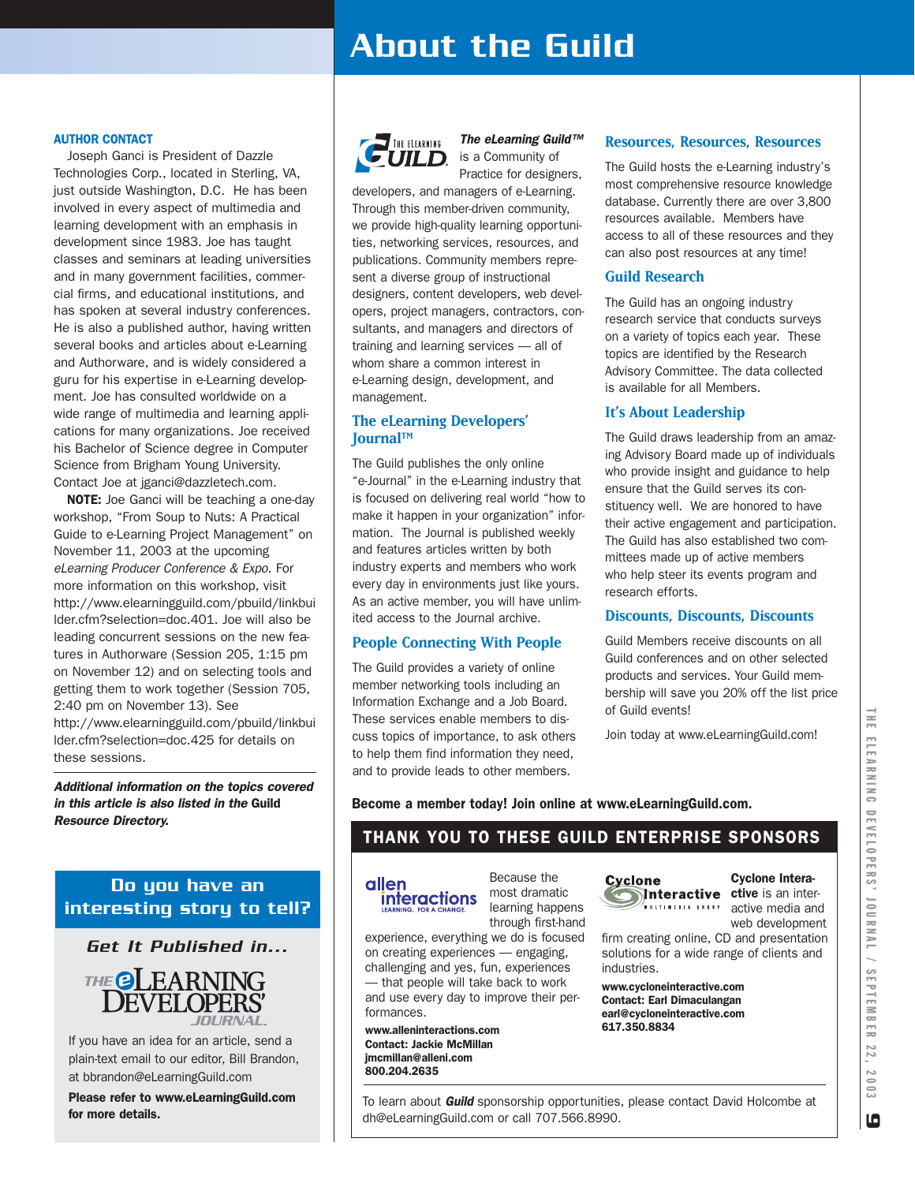# About the Guild

**AUTHOR CONTACT**

Joseph Ganci is President of Dazzle Technologies Corp., located in Sterling, VA, just outside Washington, D.C. He has been involved in every aspect of multimedia and learning development with an emphasis in development since 1983. Joe has taught classes and seminars at leading universities and in many government facilities, commercial firms, and educational institutions, and has spoken at several industry conferences. He is also a published author, having written several books and articles about e-Learning and Authorware, and is widely considered a guru for his expertise in e-Learning development. Joe has consulted worldwide on a wide range of multimedia and learning applications for many organizations. Joe received his Bachelor of Science degree in Computer Science from Brigham Young University. Contact Joe at jganci@dazzletech.com.

**NOTE:** Joe Ganci will be teaching a one-day workshop, "From Soup to Nuts: A Practical Guide to e-Learning Project Management" on November 11, 2003 at the upcoming *eLearning Producer Conference & Expo*. For more information on this workshop, visit http://www.elearningguild.com/pbuild/linkbuilder.cfm?selection=doc.401. Joe will also be leading concurrent sessions on the new features in Authorware (Session 205, 1:15 pm on November 12) and on selecting tools and getting them to work together (Session 705, 2:40 pm on November 13). See http://www.elearningguild.com/pbuild/linkbuilder.cfm?selection=doc.425 for details on these sessions.

***Additional information on the topics covered in this article is also listed in the Guild Resource Directory.***

**Do you have an interesting story to tell?**

***Get It Published in...***

THE eLEARNING DEVELOPERS' JOURNAL

If you have an idea for an article, send a plain-text email to our editor, Bill Brandon, at bbrandon@eLearningGuild.com

**Please refer to www.eLearningGuild.com for more details.**

***The eLearning Guild™*** is a Community of Practice for designers, developers, and managers of e-Learning. Through this member-driven community, we provide high-quality learning opportunities, networking services, resources, and publications. Community members represent a diverse group of instructional designers, content developers, web developers, project managers, contractors, consultants, and managers and directors of training and learning services — all of whom share a common interest in e-Learning design, development, and management.

## The eLearning Developers' Journal™

The Guild publishes the only online "e-Journal" in the e-Learning industry that is focused on delivering real world "how to make it happen in your organization" information. The Journal is published weekly and features articles written by both industry experts and members who work every day in environments just like yours. As an active member, you will have unlimited access to the Journal archive.

## People Connecting With People

The Guild provides a variety of online member networking tools including an Information Exchange and a Job Board. These services enable members to discuss topics of importance, to ask others to help them find information they need, and to provide leads to other members.

## Resources, Resources, Resources

The Guild hosts the e-Learning industry's most comprehensive resource knowledge database. Currently there are over 3,800 resources available. Members have access to all of these resources and they can also post resources at any time!

## Guild Research

The Guild has an ongoing industry research service that conducts surveys on a variety of topics each year. These topics are identified by the Research Advisory Committee. The data collected is available for all Members.

## It's About Leadership

The Guild draws leadership from an amazing Advisory Board made up of individuals who provide insight and guidance to help ensure that the Guild serves its constituency well. We are honored to have their active engagement and participation. The Guild has also established two committees made up of active members who help steer its events program and research efforts.

## Discounts, Discounts, Discounts

Guild Members receive discounts on all Guild conferences and on other selected products and services. Your Guild membership will save you 20% off the list price of Guild events!

Join today at www.eLearningGuild.com!

**Become a member today! Join online at www.eLearningGuild.com.**

## THANK YOU TO THESE GUILD ENTERPRISE SPONSORS

allen interactions — LEARNING. FOR A CHANGE.

Because the most dramatic learning happens through first-hand experience, everything we do is focused on creating experiences — engaging, challenging and yes, fun, experiences — that people will take back to work and use every day to improve their performances.

**www.alleninteractions.com**
**Contact: Jackie McMillan**
**jmcmillan@alleni.com**
**800.204.2635**

Cyclone Interactive — MULTIMEDIA GROUP

**Cyclone Interactive** is an interactive media and web development firm creating online, CD and presentation solutions for a wide range of clients and industries.

**www.cycloneinteractive.com**
**Contact: Earl Dimaculangan**
**earl@cycloneinteractive.com**
**617.350.8834**

To learn about ***Guild*** sponsorship opportunities, please contact David Holcombe at dh@eLearningGuild.com or call 707.566.8990.